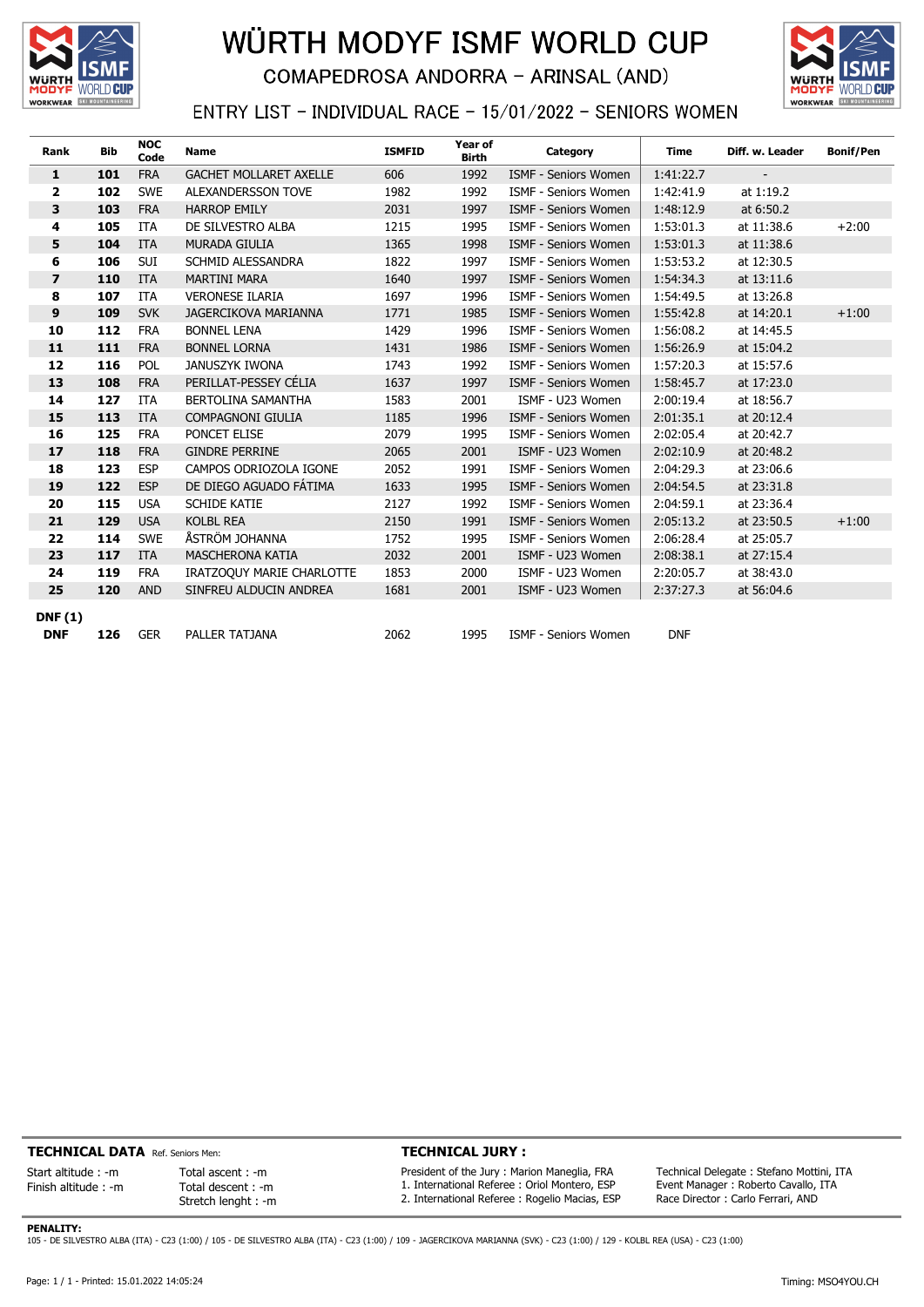# WÜRTH MODYF ISMF WORLD CUP

## COMAPEDROSA ANDORRA - ARINSAL (AND)

### ENTRY LIST - INDIVIDUAL RACE - 15/01/2022 - SENIORS WOMEN

| Rank | Bib | NOC Code | Name | ISMFID | Year of Birth | Category | Time | Diff. w. Leader | Bonif/Pen |
|---|---|---|---|---|---|---|---|---|---|
| 1 | 101 | FRA | GACHET MOLLARET AXELLE | 606 | 1992 | ISMF - Seniors Women | 1:41:22.7 | - | |
| 2 | 102 | SWE | ALEXANDERSSON TOVE | 1982 | 1992 | ISMF - Seniors Women | 1:42:41.9 | at 1:19.2 | |
| 3 | 103 | FRA | HARROP EMILY | 2031 | 1997 | ISMF - Seniors Women | 1:48:12.9 | at 6:50.2 | |
| 4 | 105 | ITA | DE SILVESTRO ALBA | 1215 | 1995 | ISMF - Seniors Women | 1:53:01.3 | at 11:38.6 | +2:00 |
| 5 | 104 | ITA | MURADA GIULIA | 1365 | 1998 | ISMF - Seniors Women | 1:53:01.3 | at 11:38.6 | |
| 6 | 106 | SUI | SCHMID ALESSANDRA | 1822 | 1997 | ISMF - Seniors Women | 1:53:53.2 | at 12:30.5 | |
| 7 | 110 | ITA | MARTINI MARA | 1640 | 1997 | ISMF - Seniors Women | 1:54:34.3 | at 13:11.6 | |
| 8 | 107 | ITA | VERONESE ILARIA | 1697 | 1996 | ISMF - Seniors Women | 1:54:49.5 | at 13:26.8 | |
| 9 | 109 | SVK | JAGERCIKOVA MARIANNA | 1771 | 1985 | ISMF - Seniors Women | 1:55:42.8 | at 14:20.1 | +1:00 |
| 10 | 112 | FRA | BONNEL LENA | 1429 | 1996 | ISMF - Seniors Women | 1:56:08.2 | at 14:45.5 | |
| 11 | 111 | FRA | BONNEL LORNA | 1431 | 1986 | ISMF - Seniors Women | 1:56:26.9 | at 15:04.2 | |
| 12 | 116 | POL | JANUSZYK IWONA | 1743 | 1992 | ISMF - Seniors Women | 1:57:20.3 | at 15:57.6 | |
| 13 | 108 | FRA | PERILLAT-PESSEY CÉLIA | 1637 | 1997 | ISMF - Seniors Women | 1:58:45.7 | at 17:23.0 | |
| 14 | 127 | ITA | BERTOLINA SAMANTHA | 1583 | 2001 | ISMF - U23 Women | 2:00:19.4 | at 18:56.7 | |
| 15 | 113 | ITA | COMPAGNONI GIULIA | 1185 | 1996 | ISMF - Seniors Women | 2:01:35.1 | at 20:12.4 | |
| 16 | 125 | FRA | PONCET ELISE | 2079 | 1995 | ISMF - Seniors Women | 2:02:05.4 | at 20:42.7 | |
| 17 | 118 | FRA | GINDRE PERRINE | 2065 | 2001 | ISMF - U23 Women | 2:02:10.9 | at 20:48.2 | |
| 18 | 123 | ESP | CAMPOS ODRIOZOLA IGONE | 2052 | 1991 | ISMF - Seniors Women | 2:04:29.3 | at 23:06.6 | |
| 19 | 122 | ESP | DE DIEGO AGUADO FÁTIMA | 1633 | 1995 | ISMF - Seniors Women | 2:04:54.5 | at 23:31.8 | |
| 20 | 115 | USA | SCHIDE KATIE | 2127 | 1992 | ISMF - Seniors Women | 2:04:59.1 | at 23:36.4 | |
| 21 | 129 | USA | KOLBL REA | 2150 | 1991 | ISMF - Seniors Women | 2:05:13.2 | at 23:50.5 | +1:00 |
| 22 | 114 | SWE | ÅSTRÖM JOHANNA | 1752 | 1995 | ISMF - Seniors Women | 2:06:28.4 | at 25:05.7 | |
| 23 | 117 | ITA | MASCHERONA KATIA | 2032 | 2001 | ISMF - U23 Women | 2:08:38.1 | at 27:15.4 | |
| 24 | 119 | FRA | IRATZOQUY MARIE CHARLOTTE | 1853 | 2000 | ISMF - U23 Women | 2:20:05.7 | at 38:43.0 | |
| 25 | 120 | AND | SINFREU ALDUCIN ANDREA | 1681 | 2001 | ISMF - U23 Women | 2:37:27.3 | at 56:04.6 | |
| **DNF (1)** | | | | | | | | | |
| DNF | 126 | GER | PALLER TATJANA | 2062 | 1995 | ISMF - Seniors Women | DNF | | |

**TECHNICAL DATA** Ref. Seniors Men:

Start altitude : -m
Finish altitude : -m

Total ascent : -m
Total descent : -m
Stretch lenght : -m

**TECHNICAL JURY :**

President of the Jury : Marion Maneglia, FRA
1. International Referee : Oriol Montero, ESP
2. International Referee : Rogelio Macias, ESP

Technical Delegate : Stefano Mottini, ITA
Event Manager : Roberto Cavallo, ITA
Race Director : Carlo Ferrari, AND

**PENALITY:**
105 - DE SILVESTRO ALBA (ITA) - C23 (1:00) / 105 - DE SILVESTRO ALBA (ITA) - C23 (1:00) / 109 - JAGERCIKOVA MARIANNA (SVK) - C23 (1:00) / 129 - KOLBL REA (USA) - C23 (1:00)

Page: 1 / 1 - Printed: 15.01.2022 14:05:24

Timing: MSO4YOU.CH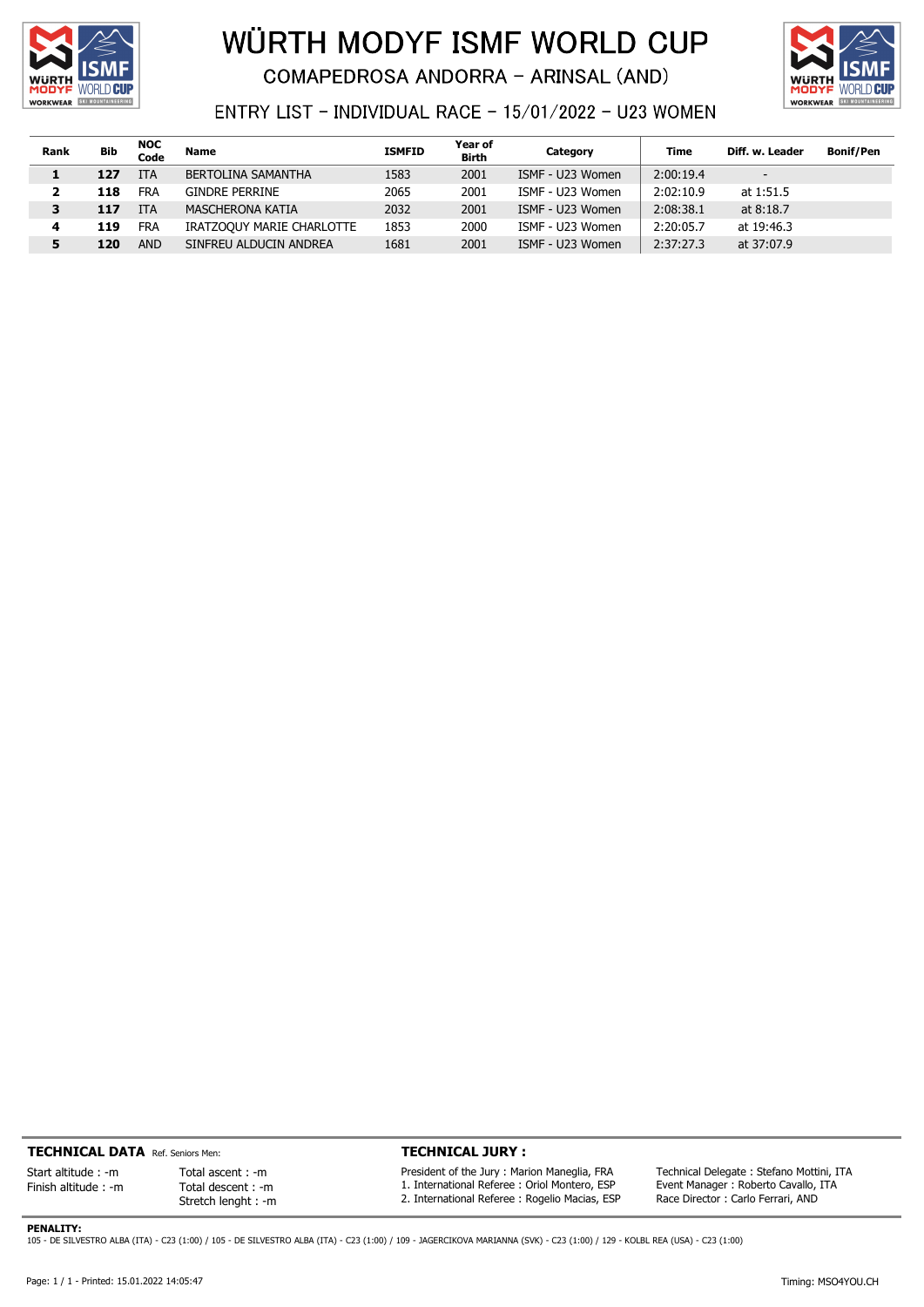# WÜRTH MODYF ISMF WORLD CUP

## COMAPEDROSA ANDORRA - ARINSAL (AND)

### ENTRY LIST - INDIVIDUAL RACE - 15/01/2022 - U23 WOMEN

| Rank | Bib | NOC Code | Name | ISMFID | Year of Birth | Category | Time | Diff. w. Leader | Bonif/Pen |
|---|---|---|---|---|---|---|---|---|---|
| **1** | **127** | ITA | BERTOLINA SAMANTHA | 1583 | 2001 | ISMF - U23 Women | 2:00:19.4 | - | |
| **2** | **118** | FRA | GINDRE PERRINE | 2065 | 2001 | ISMF - U23 Women | 2:02:10.9 | at 1:51.5 | |
| **3** | **117** | ITA | MASCHERONA KATIA | 2032 | 2001 | ISMF - U23 Women | 2:08:38.1 | at 8:18.7 | |
| **4** | **119** | FRA | IRATZOQUY MARIE CHARLOTTE | 1853 | 2000 | ISMF - U23 Women | 2:20:05.7 | at 19:46.3 | |
| **5** | **120** | AND | SINFREU ALDUCIN ANDREA | 1681 | 2001 | ISMF - U23 Women | 2:37:27.3 | at 37:07.9 | |

**TECHNICAL DATA** Ref. Seniors Men:

Start altitude : -m
Finish altitude : -m
Total ascent : -m
Total descent : -m
Stretch lenght : -m

**TECHNICAL JURY :**

President of the Jury : Marion Maneglia, FRA
1. International Referee : Oriol Montero, ESP
2. International Referee : Rogelio Macias, ESP

Technical Delegate : Stefano Mottini, ITA
Event Manager : Roberto Cavallo, ITA
Race Director : Carlo Ferrari, AND

**PENALITY:**
105 - DE SILVESTRO ALBA (ITA) - C23 (1:00) / 105 - DE SILVESTRO ALBA (ITA) - C23 (1:00) / 109 - JAGERCIKOVA MARIANNA (SVK) - C23 (1:00) / 129 - KOLBL REA (USA) - C23 (1:00)

Page: 1 / 1 - Printed: 15.01.2022 14:05:47

Timing: MSO4YOU.CH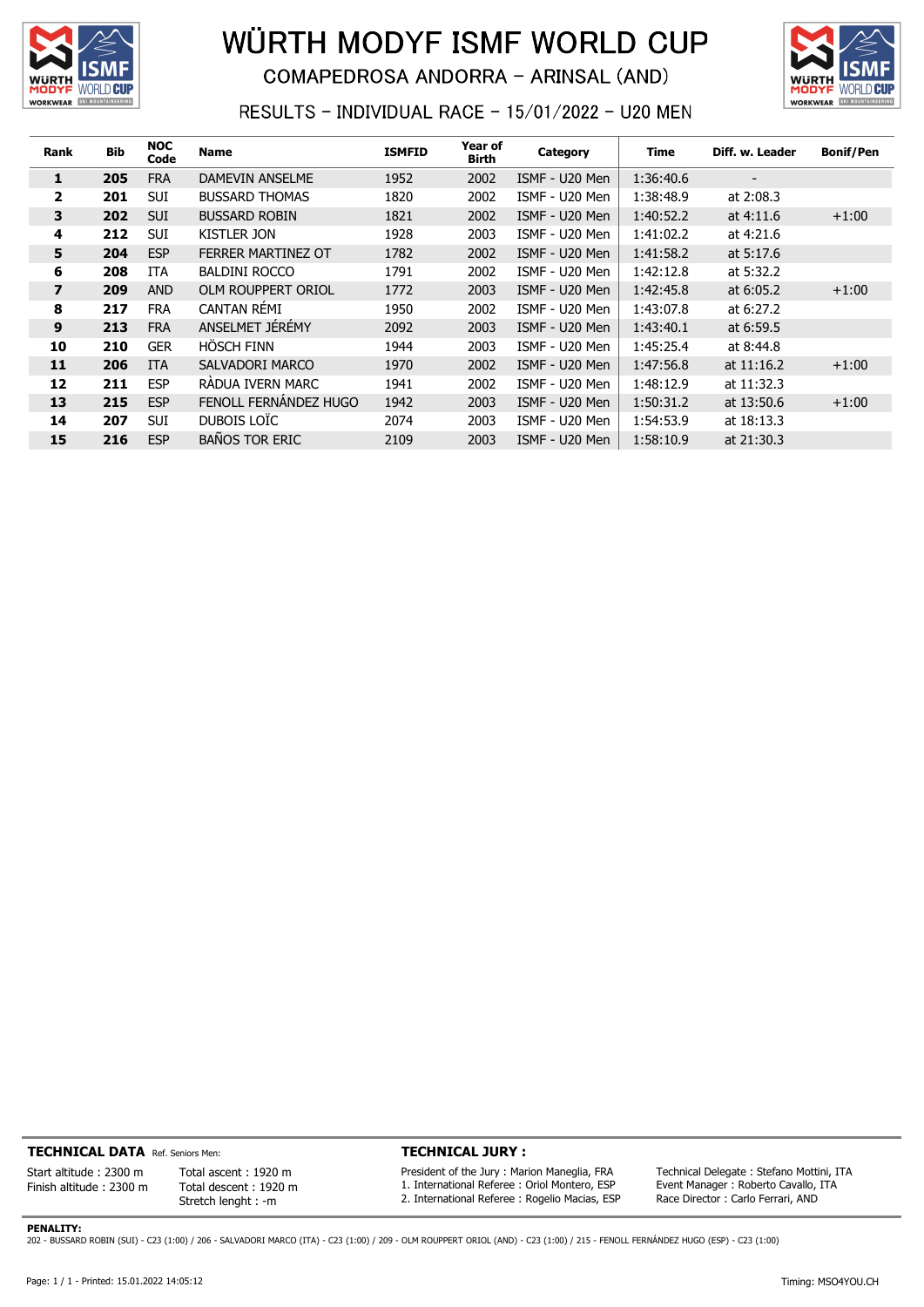# WÜRTH MODYF ISMF WORLD CUP

## COMAPEDROSA ANDORRA - ARINSAL (AND)

### RESULTS - INDIVIDUAL RACE - 15/01/2022 - U20 MEN

| Rank | Bib | NOC Code | Name | ISMFID | Year of Birth | Category | Time | Diff. w. Leader | Bonif/Pen |
|---|---|---|---|---|---|---|---|---|---|
| **1** | **205** | FRA | DAMEVIN ANSELME | 1952 | 2002 | ISMF - U20 Men | 1:36:40.6 | - | |
| **2** | **201** | SUI | BUSSARD THOMAS | 1820 | 2002 | ISMF - U20 Men | 1:38:48.9 | at 2:08.3 | |
| **3** | **202** | SUI | BUSSARD ROBIN | 1821 | 2002 | ISMF - U20 Men | 1:40:52.2 | at 4:11.6 | +1:00 |
| **4** | **212** | SUI | KISTLER JON | 1928 | 2003 | ISMF - U20 Men | 1:41:02.2 | at 4:21.6 | |
| **5** | **204** | ESP | FERRER MARTINEZ OT | 1782 | 2002 | ISMF - U20 Men | 1:41:58.2 | at 5:17.6 | |
| **6** | **208** | ITA | BALDINI ROCCO | 1791 | 2002 | ISMF - U20 Men | 1:42:12.8 | at 5:32.2 | |
| **7** | **209** | AND | OLM ROUPPERT ORIOL | 1772 | 2003 | ISMF - U20 Men | 1:42:45.8 | at 6:05.2 | +1:00 |
| **8** | **217** | FRA | CANTAN RÉMI | 1950 | 2002 | ISMF - U20 Men | 1:43:07.8 | at 6:27.2 | |
| **9** | **213** | FRA | ANSELMET JÉRÉMY | 2092 | 2003 | ISMF - U20 Men | 1:43:40.1 | at 6:59.5 | |
| **10** | **210** | GER | HÖSCH FINN | 1944 | 2003 | ISMF - U20 Men | 1:45:25.4 | at 8:44.8 | |
| **11** | **206** | ITA | SALVADORI MARCO | 1970 | 2002 | ISMF - U20 Men | 1:47:56.8 | at 11:16.2 | +1:00 |
| **12** | **211** | ESP | RÀDUA IVERN MARC | 1941 | 2002 | ISMF - U20 Men | 1:48:12.9 | at 11:32.3 | |
| **13** | **215** | ESP | FENOLL FERNÁNDEZ HUGO | 1942 | 2003 | ISMF - U20 Men | 1:50:31.2 | at 13:50.6 | +1:00 |
| **14** | **207** | SUI | DUBOIS LOÏC | 2074 | 2003 | ISMF - U20 Men | 1:54:53.9 | at 18:13.3 | |
| **15** | **216** | ESP | BAÑOS TOR ERIC | 2109 | 2003 | ISMF - U20 Men | 1:58:10.9 | at 21:30.3 | |

**TECHNICAL DATA** Ref. Seniors Men:

Start altitude : 2300 m
Finish altitude : 2300 m
Total ascent : 1920 m
Total descent : 1920 m
Stretch lenght : -m

**TECHNICAL JURY :**

President of the Jury : Marion Maneglia, FRA
1. International Referee : Oriol Montero, ESP
2. International Referee : Rogelio Macias, ESP
Technical Delegate : Stefano Mottini, ITA
Event Manager : Roberto Cavallo, ITA
Race Director : Carlo Ferrari, AND

**PENALITY:**
202 - BUSSARD ROBIN (SUI) - C23 (1:00) / 206 - SALVADORI MARCO (ITA) - C23 (1:00) / 209 - OLM ROUPPERT ORIOL (AND) - C23 (1:00) / 215 - FENOLL FERNÁNDEZ HUGO (ESP) - C23 (1:00)

Page: 1 / 1 - Printed: 15.01.2022 14:05:12

Timing: MSO4YOU.CH